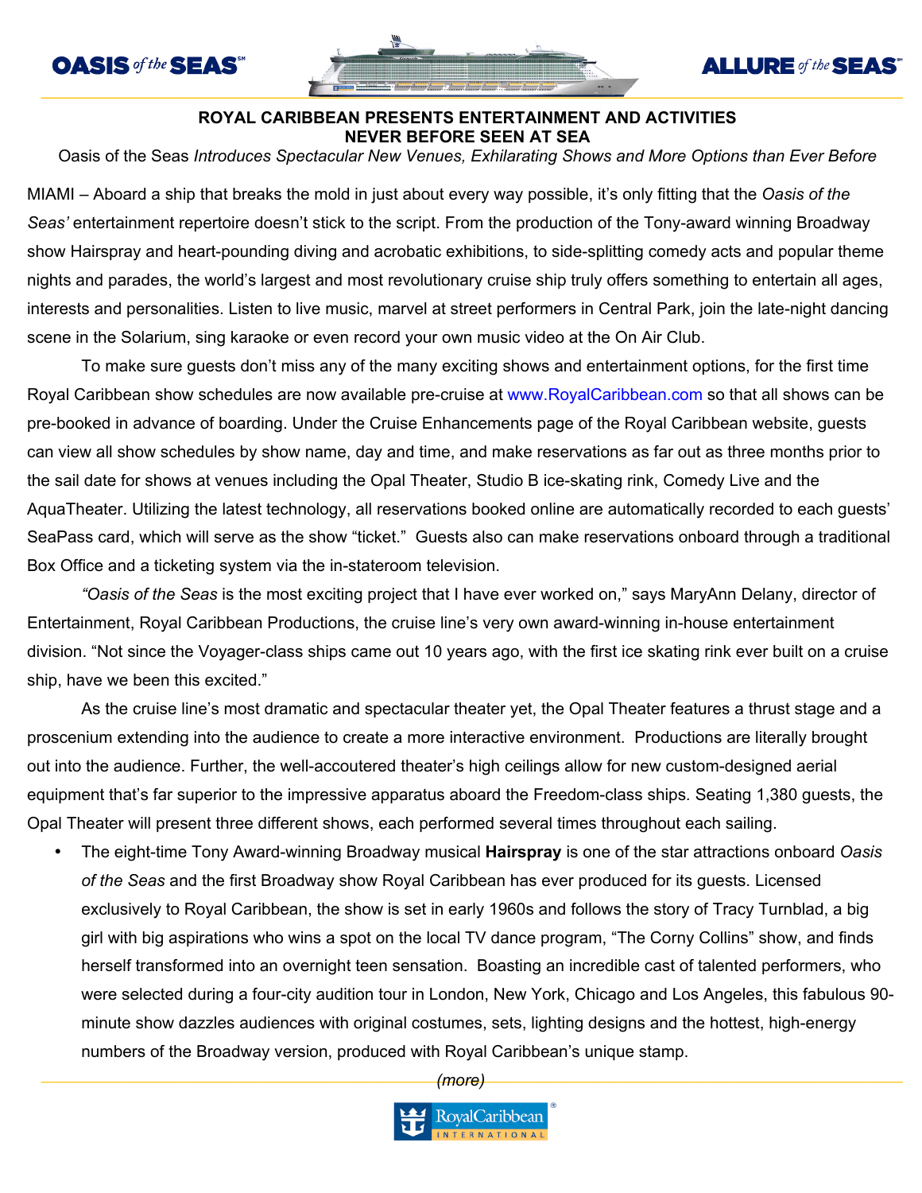OASIS *of the* SEAS℠ ALLURE *of the* SEAS℠

# ROYAL CARIBBEAN PRESENTS ENTERTAINMENT AND ACTIVITIES NEVER BEFORE SEEN AT SEA

Oasis of the Seas *Introduces Spectacular New Venues, Exhilarating Shows and More Options than Ever Before*

MIAMI – Aboard a ship that breaks the mold in just about every way possible, it's only fitting that the *Oasis of the Seas'* entertainment repertoire doesn't stick to the script. From the production of the Tony-award winning Broadway show Hairspray and heart-pounding diving and acrobatic exhibitions, to side-splitting comedy acts and popular theme nights and parades, the world's largest and most revolutionary cruise ship truly offers something to entertain all ages, interests and personalities. Listen to live music, marvel at street performers in Central Park, join the late-night dancing scene in the Solarium, sing karaoke or even record your own music video at the On Air Club.

To make sure guests don't miss any of the many exciting shows and entertainment options, for the first time Royal Caribbean show schedules are now available pre-cruise at www.RoyalCaribbean.com so that all shows can be pre-booked in advance of boarding. Under the Cruise Enhancements page of the Royal Caribbean website, guests can view all show schedules by show name, day and time, and make reservations as far out as three months prior to the sail date for shows at venues including the Opal Theater, Studio B ice-skating rink, Comedy Live and the AquaTheater. Utilizing the latest technology, all reservations booked online are automatically recorded to each guests' SeaPass card, which will serve as the show "ticket." Guests also can make reservations onboard through a traditional Box Office and a ticketing system via the in-stateroom television.

"*Oasis of the Seas* is the most exciting project that I have ever worked on," says MaryAnn Delany, director of Entertainment, Royal Caribbean Productions, the cruise line's very own award-winning in-house entertainment division. "Not since the Voyager-class ships came out 10 years ago, with the first ice skating rink ever built on a cruise ship, have we been this excited."

As the cruise line's most dramatic and spectacular theater yet, the Opal Theater features a thrust stage and a proscenium extending into the audience to create a more interactive environment. Productions are literally brought out into the audience. Further, the well-accoutered theater's high ceilings allow for new custom-designed aerial equipment that's far superior to the impressive apparatus aboard the Freedom-class ships. Seating 1,380 guests, the Opal Theater will present three different shows, each performed several times throughout each sailing.

- The eight-time Tony Award-winning Broadway musical **Hairspray** is one of the star attractions onboard *Oasis of the Seas* and the first Broadway show Royal Caribbean has ever produced for its guests. Licensed exclusively to Royal Caribbean, the show is set in early 1960s and follows the story of Tracy Turnblad, a big girl with big aspirations who wins a spot on the local TV dance program, "The Corny Collins" show, and finds herself transformed into an overnight teen sensation. Boasting an incredible cast of talented performers, who were selected during a four-city audition tour in London, New York, Chicago and Los Angeles, this fabulous 90-minute show dazzles audiences with original costumes, sets, lighting designs and the hottest, high-energy numbers of the Broadway version, produced with Royal Caribbean's unique stamp.

*(more)*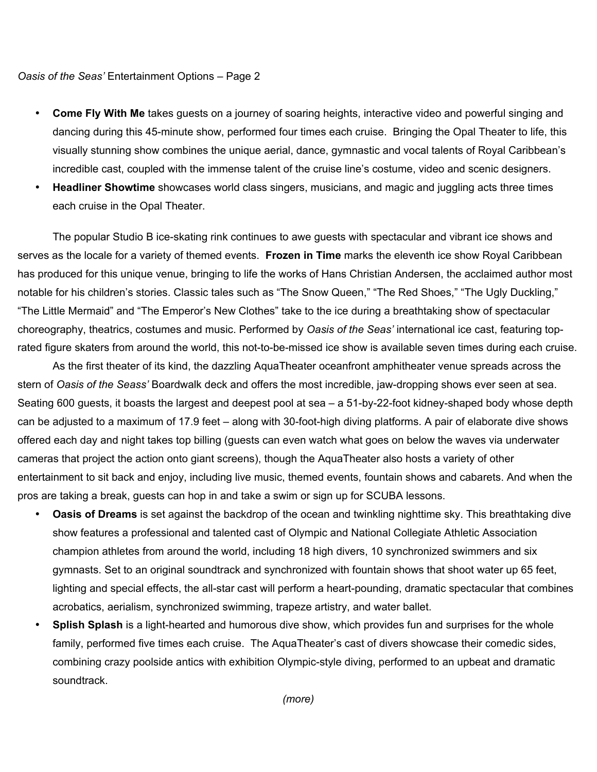- **Come Fly With Me** takes guests on a journey of soaring heights, interactive video and powerful singing and dancing during this 45-minute show, performed four times each cruise. Bringing the Opal Theater to life, this visually stunning show combines the unique aerial, dance, gymnastic and vocal talents of Royal Caribbean's incredible cast, coupled with the immense talent of the cruise line's costume, video and scenic designers.
- **Headliner Showtime** showcases world class singers, musicians, and magic and juggling acts three times each cruise in the Opal Theater.

The popular Studio B ice-skating rink continues to awe guests with spectacular and vibrant ice shows and serves as the locale for a variety of themed events. **Frozen in Time** marks the eleventh ice show Royal Caribbean has produced for this unique venue, bringing to life the works of Hans Christian Andersen, the acclaimed author most notable for his children's stories. Classic tales such as "The Snow Queen," "The Red Shoes," "The Ugly Duckling," "The Little Mermaid" and "The Emperor's New Clothes" take to the ice during a breathtaking show of spectacular choreography, theatrics, costumes and music. Performed by *Oasis of the Seas'* international ice cast, featuring top-rated figure skaters from around the world, this not-to-be-missed ice show is available seven times during each cruise.

As the first theater of its kind, the dazzling AquaTheater oceanfront amphitheater venue spreads across the stern of *Oasis of the Seass'* Boardwalk deck and offers the most incredible, jaw-dropping shows ever seen at sea. Seating 600 guests, it boasts the largest and deepest pool at sea – a 51-by-22-foot kidney-shaped body whose depth can be adjusted to a maximum of 17.9 feet – along with 30-foot-high diving platforms. A pair of elaborate dive shows offered each day and night takes top billing (guests can even watch what goes on below the waves via underwater cameras that project the action onto giant screens), though the AquaTheater also hosts a variety of other entertainment to sit back and enjoy, including live music, themed events, fountain shows and cabarets. And when the pros are taking a break, guests can hop in and take a swim or sign up for SCUBA lessons.

- **Oasis of Dreams** is set against the backdrop of the ocean and twinkling nighttime sky. This breathtaking dive show features a professional and talented cast of Olympic and National Collegiate Athletic Association champion athletes from around the world, including 18 high divers, 10 synchronized swimmers and six gymnasts. Set to an original soundtrack and synchronized with fountain shows that shoot water up 65 feet, lighting and special effects, the all-star cast will perform a heart-pounding, dramatic spectacular that combines acrobatics, aerialism, synchronized swimming, trapeze artistry, and water ballet.
- **Splish Splash** is a light-hearted and humorous dive show, which provides fun and surprises for the whole family, performed five times each cruise. The AquaTheater's cast of divers showcase their comedic sides, combining crazy poolside antics with exhibition Olympic-style diving, performed to an upbeat and dramatic soundtrack.

*(more)*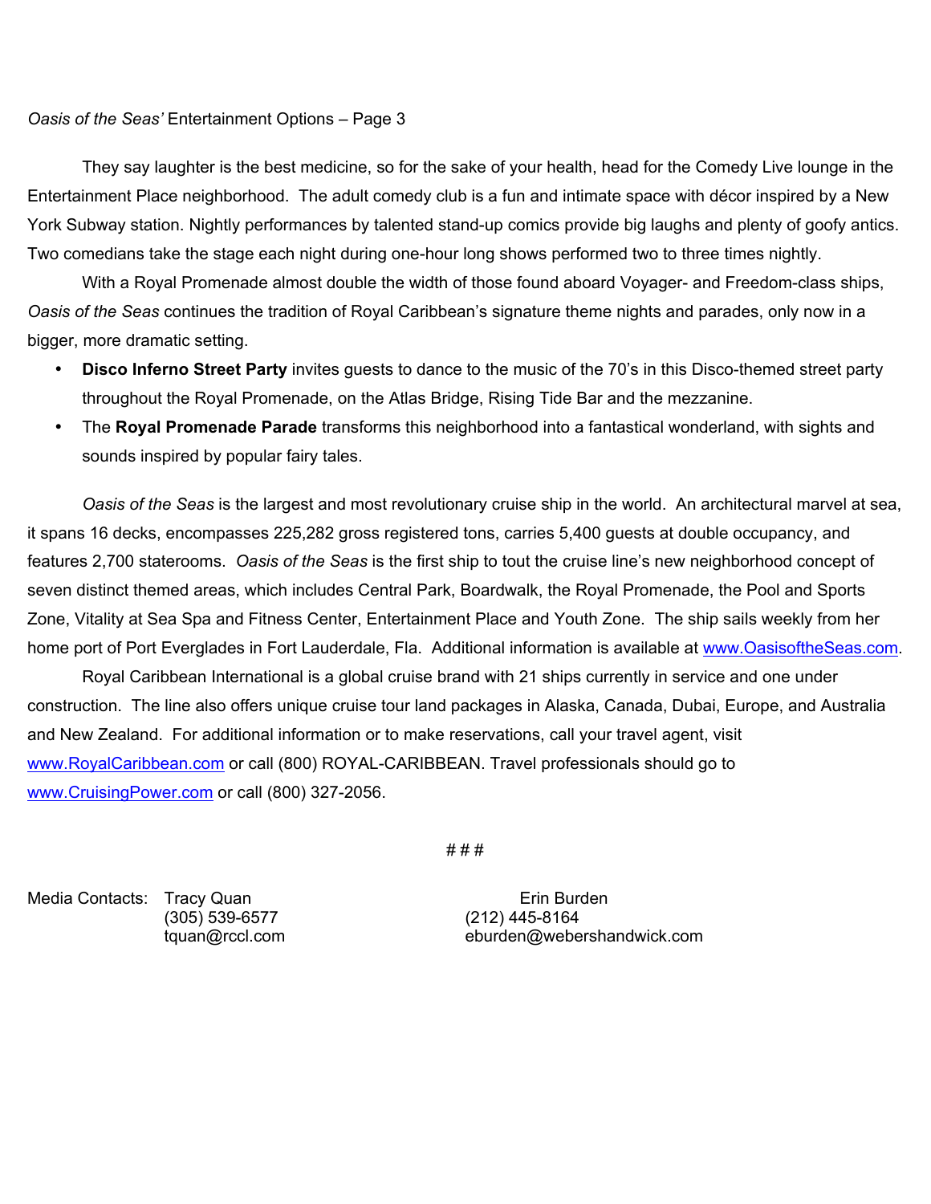They say laughter is the best medicine, so for the sake of your health, head for the Comedy Live lounge in the Entertainment Place neighborhood. The adult comedy club is a fun and intimate space with décor inspired by a New York Subway station. Nightly performances by talented stand-up comics provide big laughs and plenty of goofy antics. Two comedians take the stage each night during one-hour long shows performed two to three times nightly.

With a Royal Promenade almost double the width of those found aboard Voyager- and Freedom-class ships, *Oasis of the Seas* continues the tradition of Royal Caribbean's signature theme nights and parades, only now in a bigger, more dramatic setting.

- **Disco Inferno Street Party** invites guests to dance to the music of the 70's in this Disco-themed street party throughout the Royal Promenade, on the Atlas Bridge, Rising Tide Bar and the mezzanine.
- The **Royal Promenade Parade** transforms this neighborhood into a fantastical wonderland, with sights and sounds inspired by popular fairy tales.

*Oasis of the Seas* is the largest and most revolutionary cruise ship in the world. An architectural marvel at sea, it spans 16 decks, encompasses 225,282 gross registered tons, carries 5,400 guests at double occupancy, and features 2,700 staterooms. *Oasis of the Seas* is the first ship to tout the cruise line's new neighborhood concept of seven distinct themed areas, which includes Central Park, Boardwalk, the Royal Promenade, the Pool and Sports Zone, Vitality at Sea Spa and Fitness Center, Entertainment Place and Youth Zone. The ship sails weekly from her home port of Port Everglades in Fort Lauderdale, Fla. Additional information is available at www.OasisoftheSeas.com.

Royal Caribbean International is a global cruise brand with 21 ships currently in service and one under construction. The line also offers unique cruise tour land packages in Alaska, Canada, Dubai, Europe, and Australia and New Zealand. For additional information or to make reservations, call your travel agent, visit www.RoyalCaribbean.com or call (800) ROYAL-CARIBBEAN. Travel professionals should go to www.CruisingPower.com or call (800) 327-2056.

# # #

Media Contacts:

Tracy Quan
(305) 539-6577
tquan@rccl.com

Erin Burden
(212) 445-8164
eburden@webershandwick.com